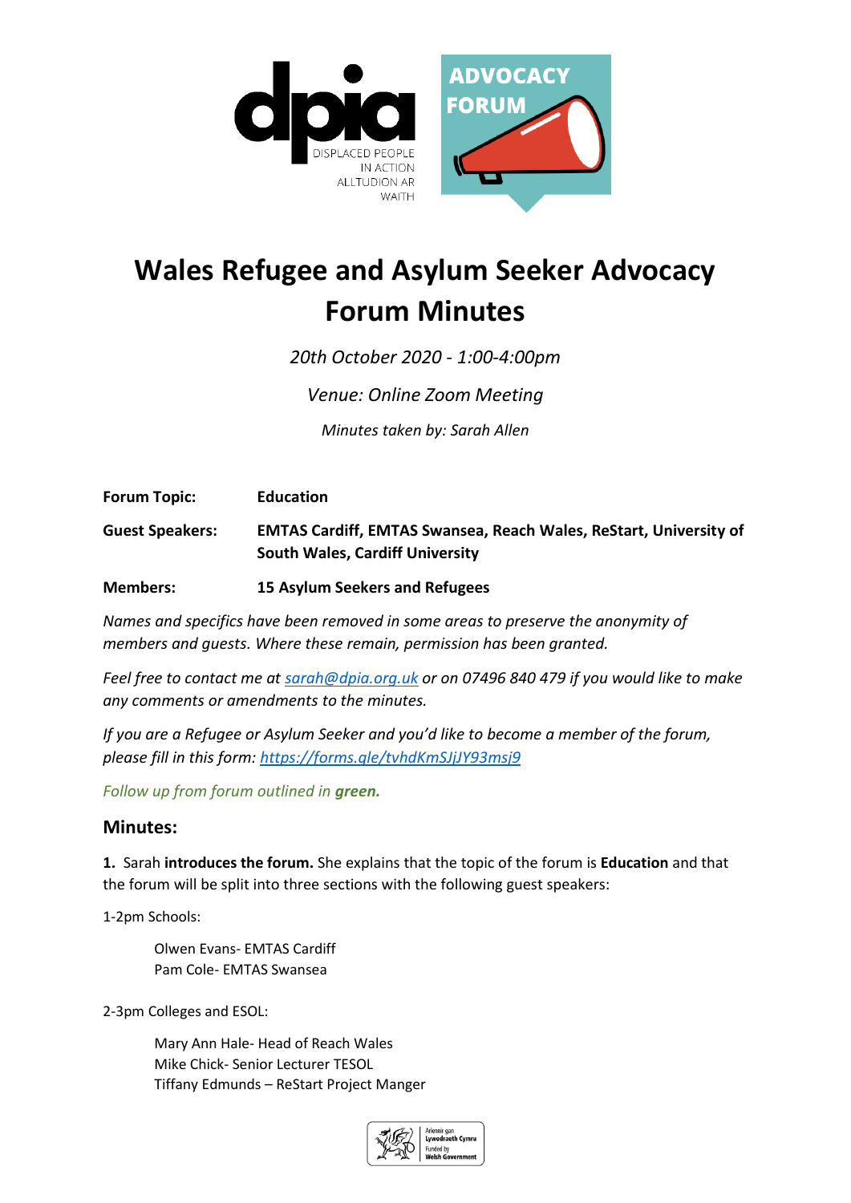# Wales Refugee and Asylum Seeker Advocacy Forum Minutes

*20th October 2020 - 1:00-4:00pm*

*Venue: Online Zoom Meeting*

*Minutes taken by: Sarah Allen*

**Forum Topic:** **Education**

**Guest Speakers:** **EMTAS Cardiff, EMTAS Swansea, Reach Wales, ReStart, University of South Wales, Cardiff University**

**Members:** **15 Asylum Seekers and Refugees**

*Names and specifics have been removed in some areas to preserve the anonymity of members and guests. Where these remain, permission has been granted.*

*Feel free to contact me at sarah@dpia.org.uk or on 07496 840 479 if you would like to make any comments or amendments to the minutes.*

*If you are a Refugee or Asylum Seeker and you'd like to become a member of the forum, please fill in this form: https://forms.gle/tvhdKmSJjJY93msj9*

*Follow up from forum outlined in **green.***

## Minutes:

**1.** Sarah **introduces the forum.** She explains that the topic of the forum is **Education** and that the forum will be split into three sections with the following guest speakers:

1-2pm Schools:

Olwen Evans- EMTAS Cardiff
Pam Cole- EMTAS Swansea

2-3pm Colleges and ESOL:

Mary Ann Hale- Head of Reach Wales
Mike Chick- Senior Lecturer TESOL
Tiffany Edmunds – ReStart Project Manger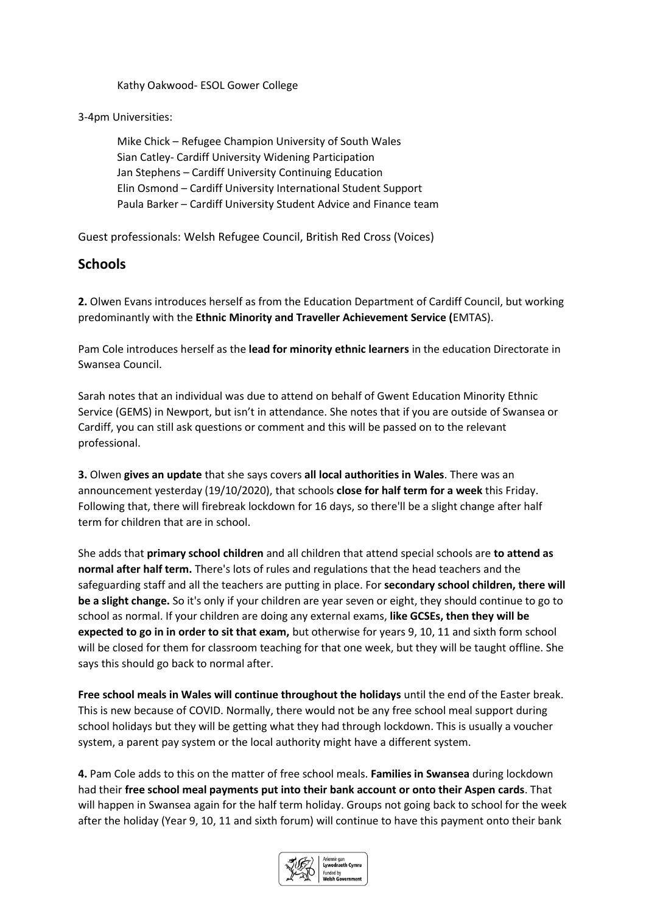Kathy Oakwood- ESOL Gower College

3-4pm Universities:

Mike Chick – Refugee Champion University of South Wales
Sian Catley- Cardiff University Widening Participation
Jan Stephens – Cardiff University Continuing Education
Elin Osmond – Cardiff University International Student Support
Paula Barker – Cardiff University Student Advice and Finance team

Guest professionals: Welsh Refugee Council, British Red Cross (Voices)

## Schools

**2.** Olwen Evans introduces herself as from the Education Department of Cardiff Council, but working predominantly with the **Ethnic Minority and Traveller Achievement Service (**EMTAS).

Pam Cole introduces herself as the **lead for minority ethnic learners** in the education Directorate in Swansea Council.

Sarah notes that an individual was due to attend on behalf of Gwent Education Minority Ethnic Service (GEMS) in Newport, but isn't in attendance. She notes that if you are outside of Swansea or Cardiff, you can still ask questions or comment and this will be passed on to the relevant professional.

**3.** Olwen **gives an update** that she says covers **all local authorities in Wales**. There was an announcement yesterday (19/10/2020), that schools **close for half term for a week** this Friday. Following that, there will firebreak lockdown for 16 days, so there'll be a slight change after half term for children that are in school.

She adds that **primary school children** and all children that attend special schools are **to attend as normal after half term.** There's lots of rules and regulations that the head teachers and the safeguarding staff and all the teachers are putting in place. For **secondary school children, there will be a slight change.** So it's only if your children are year seven or eight, they should continue to go to school as normal. If your children are doing any external exams, **like GCSEs, then they will be expected to go in in order to sit that exam,** but otherwise for years 9, 10, 11 and sixth form school will be closed for them for classroom teaching for that one week, but they will be taught offline. She says this should go back to normal after.

**Free school meals in Wales will continue throughout the holidays** until the end of the Easter break. This is new because of COVID. Normally, there would not be any free school meal support during school holidays but they will be getting what they had through lockdown. This is usually a voucher system, a parent pay system or the local authority might have a different system.

**4.** Pam Cole adds to this on the matter of free school meals. **Families in Swansea** during lockdown had their **free school meal payments put into their bank account or onto their Aspen cards**. That will happen in Swansea again for the half term holiday. Groups not going back to school for the week after the holiday (Year 9, 10, 11 and sixth forum) will continue to have this payment onto their bank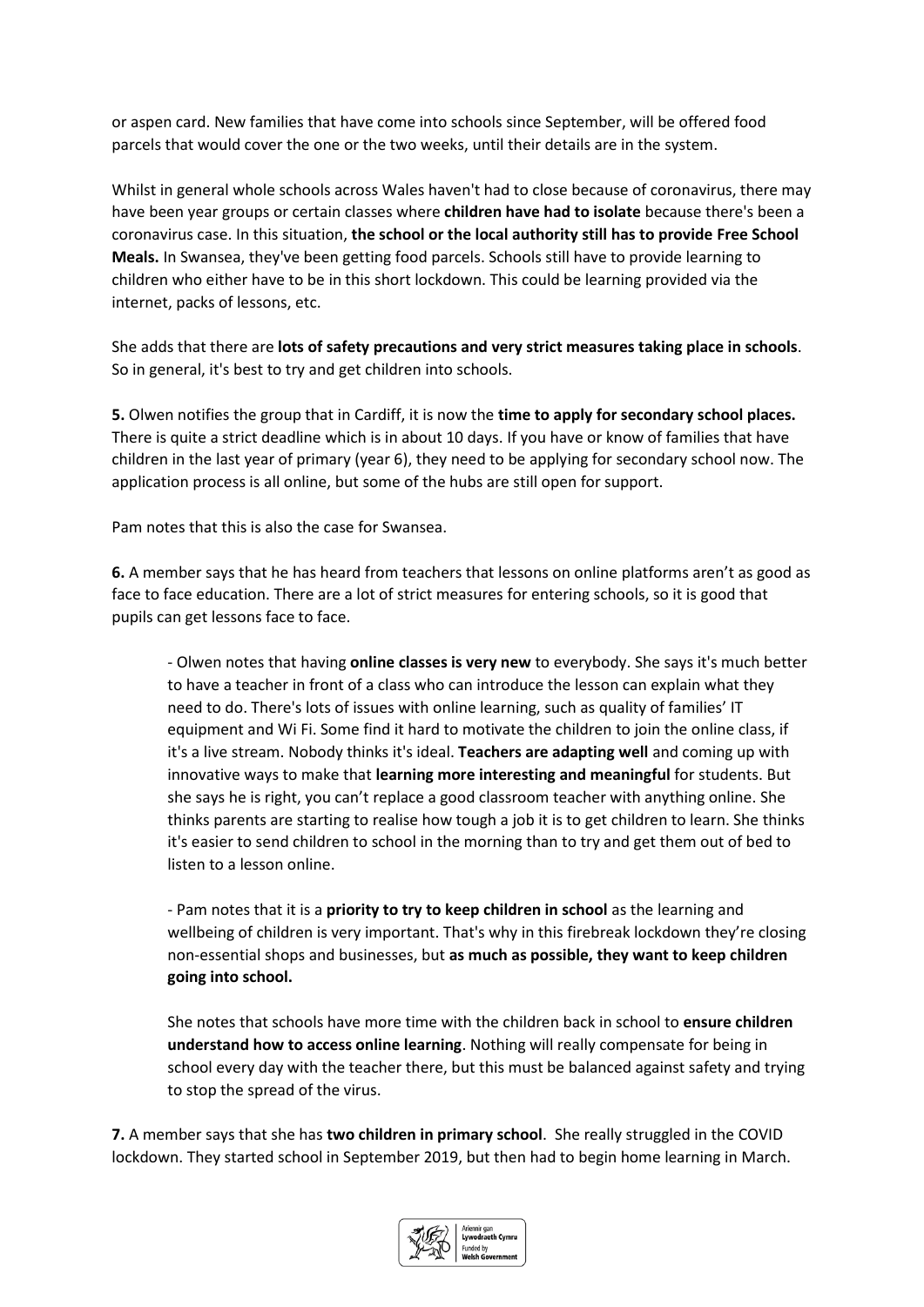or aspen card. New families that have come into schools since September, will be offered food parcels that would cover the one or the two weeks, until their details are in the system.

Whilst in general whole schools across Wales haven't had to close because of coronavirus, there may have been year groups or certain classes where **children have had to isolate** because there's been a coronavirus case. In this situation, **the school or the local authority still has to provide Free School Meals.** In Swansea, they've been getting food parcels. Schools still have to provide learning to children who either have to be in this short lockdown. This could be learning provided via the internet, packs of lessons, etc.

She adds that there are **lots of safety precautions and very strict measures taking place in schools**. So in general, it's best to try and get children into schools.

**5.** Olwen notifies the group that in Cardiff, it is now the **time to apply for secondary school places.** There is quite a strict deadline which is in about 10 days. If you have or know of families that have children in the last year of primary (year 6), they need to be applying for secondary school now. The application process is all online, but some of the hubs are still open for support.

Pam notes that this is also the case for Swansea.

**6.** A member says that he has heard from teachers that lessons on online platforms aren't as good as face to face education. There are a lot of strict measures for entering schools, so it is good that pupils can get lessons face to face.

- Olwen notes that having **online classes is very new** to everybody. She says it's much better to have a teacher in front of a class who can introduce the lesson can explain what they need to do. There's lots of issues with online learning, such as quality of families' IT equipment and Wi Fi. Some find it hard to motivate the children to join the online class, if it's a live stream. Nobody thinks it's ideal. **Teachers are adapting well** and coming up with innovative ways to make that **learning more interesting and meaningful** for students. But she says he is right, you can't replace a good classroom teacher with anything online. She thinks parents are starting to realise how tough a job it is to get children to learn. She thinks it's easier to send children to school in the morning than to try and get them out of bed to listen to a lesson online.

- Pam notes that it is a **priority to try to keep children in school** as the learning and wellbeing of children is very important. That's why in this firebreak lockdown they're closing non-essential shops and businesses, but **as much as possible, they want to keep children going into school.**

  She notes that schools have more time with the children back in school to **ensure children understand how to access online learning**. Nothing will really compensate for being in school every day with the teacher there, but this must be balanced against safety and trying to stop the spread of the virus.

**7.** A member says that she has **two children in primary school**. She really struggled in the COVID lockdown. They started school in September 2019, but then had to begin home learning in March.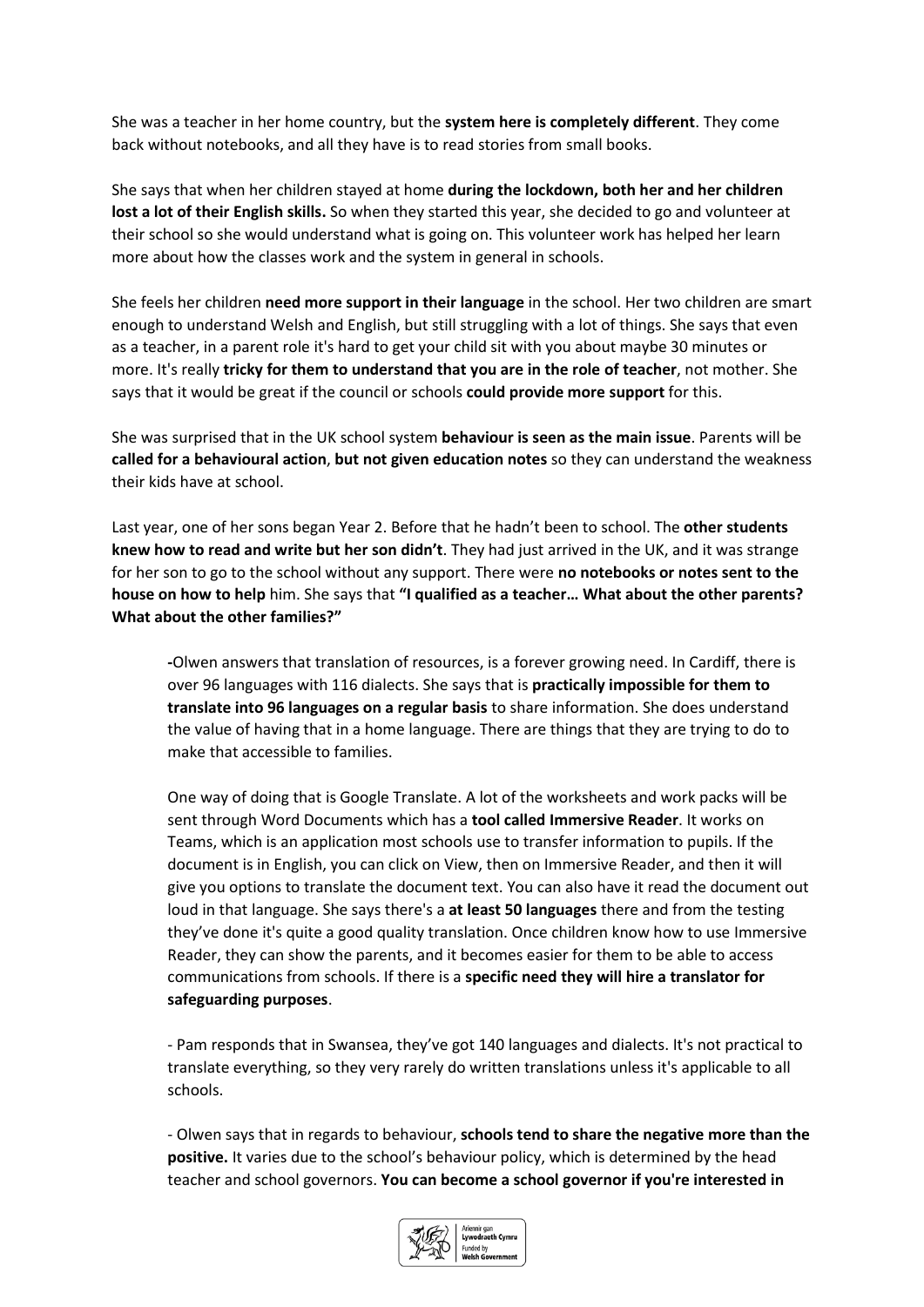She was a teacher in her home country, but the **system here is completely different**. They come back without notebooks, and all they have is to read stories from small books.

She says that when her children stayed at home **during the lockdown, both her and her children lost a lot of their English skills.** So when they started this year, she decided to go and volunteer at their school so she would understand what is going on. This volunteer work has helped her learn more about how the classes work and the system in general in schools.

She feels her children **need more support in their language** in the school. Her two children are smart enough to understand Welsh and English, but still struggling with a lot of things. She says that even as a teacher, in a parent role it's hard to get your child sit with you about maybe 30 minutes or more. It's really **tricky for them to understand that you are in the role of teacher**, not mother. She says that it would be great if the council or schools **could provide more support** for this.

She was surprised that in the UK school system **behaviour is seen as the main issue**. Parents will be **called for a behavioural action**, **but not given education notes** so they can understand the weakness their kids have at school.

Last year, one of her sons began Year 2. Before that he hadn't been to school. The **other students knew how to read and write but her son didn't**. They had just arrived in the UK, and it was strange for her son to go to the school without any support. There were **no notebooks or notes sent to the house on how to help** him. She says that **"I qualified as a teacher… What about the other parents? What about the other families?"**

> **-**Olwen answers that translation of resources, is a forever growing need. In Cardiff, there is over 96 languages with 116 dialects. She says that is **practically impossible for them to translate into 96 languages on a regular basis** to share information. She does understand the value of having that in a home language. There are things that they are trying to do to make that accessible to families.
>
> One way of doing that is Google Translate. A lot of the worksheets and work packs will be sent through Word Documents which has a **tool called Immersive Reader**. It works on Teams, which is an application most schools use to transfer information to pupils. If the document is in English, you can click on View, then on Immersive Reader, and then it will give you options to translate the document text. You can also have it read the document out loud in that language. She says there's a **at least 50 languages** there and from the testing they've done it's quite a good quality translation. Once children know how to use Immersive Reader, they can show the parents, and it becomes easier for them to be able to access communications from schools. If there is a **specific need they will hire a translator for safeguarding purposes**.
>
> - Pam responds that in Swansea, they've got 140 languages and dialects. It's not practical to translate everything, so they very rarely do written translations unless it's applicable to all schools.
>
> - Olwen says that in regards to behaviour, **schools tend to share the negative more than the positive.** It varies due to the school's behaviour policy, which is determined by the head teacher and school governors. **You can become a school governor if you're interested in**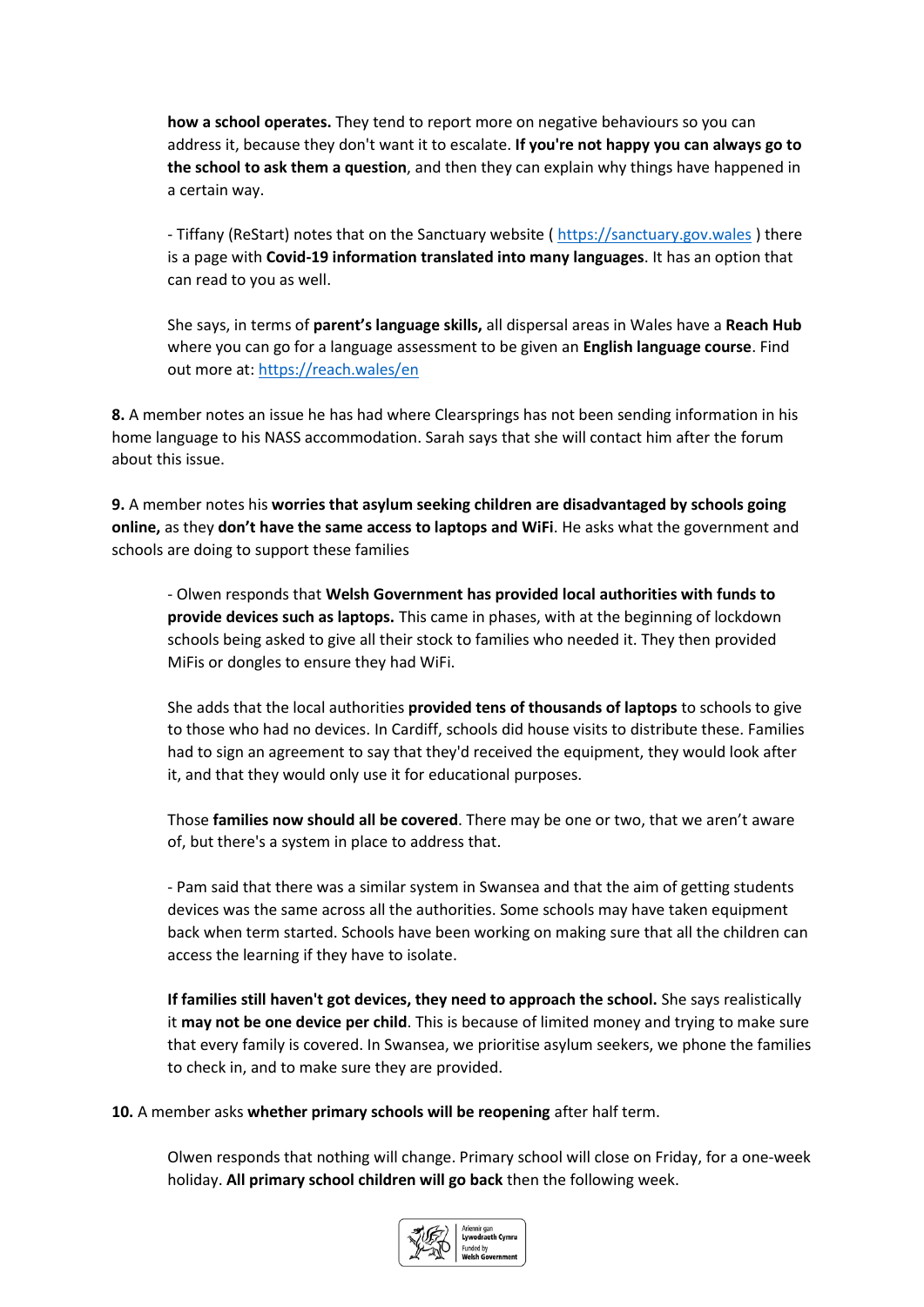**how a school operates.** They tend to report more on negative behaviours so you can address it, because they don't want it to escalate. **If you're not happy you can always go to the school to ask them a question**, and then they can explain why things have happened in a certain way.

- Tiffany (ReStart) notes that on the Sanctuary website ( https://sanctuary.gov.wales ) there is a page with **Covid-19 information translated into many languages**. It has an option that can read to you as well.

She says, in terms of **parent's language skills,** all dispersal areas in Wales have a **Reach Hub** where you can go for a language assessment to be given an **English language course**. Find out more at: https://reach.wales/en

**8.** A member notes an issue he has had where Clearsprings has not been sending information in his home language to his NASS accommodation. Sarah says that she will contact him after the forum about this issue.

**9.** A member notes his **worries that asylum seeking children are disadvantaged by schools going online,** as they **don't have the same access to laptops and WiFi**. He asks what the government and schools are doing to support these families

- Olwen responds that **Welsh Government has provided local authorities with funds to provide devices such as laptops.** This came in phases, with at the beginning of lockdown schools being asked to give all their stock to families who needed it. They then provided MiFis or dongles to ensure they had WiFi.

She adds that the local authorities **provided tens of thousands of laptops** to schools to give to those who had no devices. In Cardiff, schools did house visits to distribute these. Families had to sign an agreement to say that they'd received the equipment, they would look after it, and that they would only use it for educational purposes.

Those **families now should all be covered**. There may be one or two, that we aren't aware of, but there's a system in place to address that.

- Pam said that there was a similar system in Swansea and that the aim of getting students devices was the same across all the authorities. Some schools may have taken equipment back when term started. Schools have been working on making sure that all the children can access the learning if they have to isolate.

**If families still haven't got devices, they need to approach the school.** She says realistically it **may not be one device per child**. This is because of limited money and trying to make sure that every family is covered. In Swansea, we prioritise asylum seekers, we phone the families to check in, and to make sure they are provided.

**10.** A member asks **whether primary schools will be reopening** after half term.

Olwen responds that nothing will change. Primary school will close on Friday, for a one-week holiday. **All primary school children will go back** then the following week.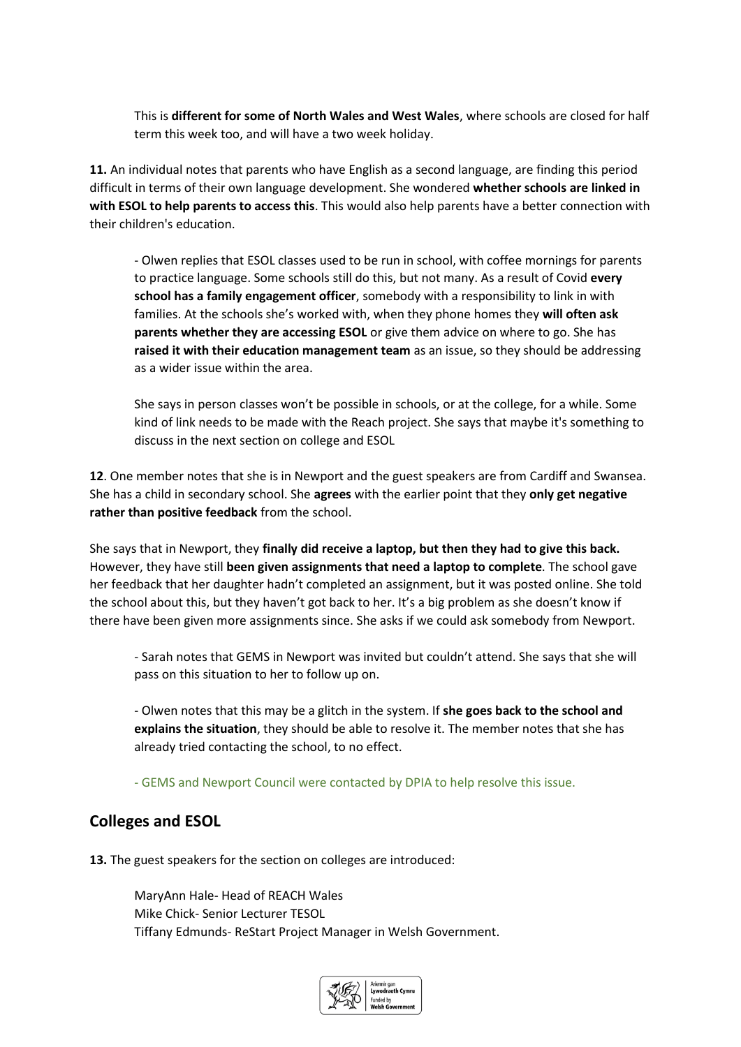This is **different for some of North Wales and West Wales**, where schools are closed for half term this week too, and will have a two week holiday.

**11.** An individual notes that parents who have English as a second language, are finding this period difficult in terms of their own language development. She wondered **whether schools are linked in with ESOL to help parents to access this**. This would also help parents have a better connection with their children's education.

- Olwen replies that ESOL classes used to be run in school, with coffee mornings for parents to practice language. Some schools still do this, but not many. As a result of Covid **every school has a family engagement officer**, somebody with a responsibility to link in with families. At the schools she's worked with, when they phone homes they **will often ask parents whether they are accessing ESOL** or give them advice on where to go. She has **raised it with their education management team** as an issue, so they should be addressing as a wider issue within the area.

She says in person classes won't be possible in schools, or at the college, for a while. Some kind of link needs to be made with the Reach project. She says that maybe it's something to discuss in the next section on college and ESOL

**12**. One member notes that she is in Newport and the guest speakers are from Cardiff and Swansea. She has a child in secondary school. She **agrees** with the earlier point that they **only get negative rather than positive feedback** from the school.

She says that in Newport, they **finally did receive a laptop, but then they had to give this back.** However, they have still **been given assignments that need a laptop to complete**. The school gave her feedback that her daughter hadn't completed an assignment, but it was posted online. She told the school about this, but they haven't got back to her. It's a big problem as she doesn't know if there have been given more assignments since. She asks if we could ask somebody from Newport.

- Sarah notes that GEMS in Newport was invited but couldn't attend. She says that she will pass on this situation to her to follow up on.

- Olwen notes that this may be a glitch in the system. If **she goes back to the school and explains the situation**, they should be able to resolve it. The member notes that she has already tried contacting the school, to no effect.

- GEMS and Newport Council were contacted by DPIA to help resolve this issue.

## Colleges and ESOL

**13.** The guest speakers for the section on colleges are introduced:

MaryAnn Hale- Head of REACH Wales
Mike Chick- Senior Lecturer TESOL
Tiffany Edmunds- ReStart Project Manager in Welsh Government.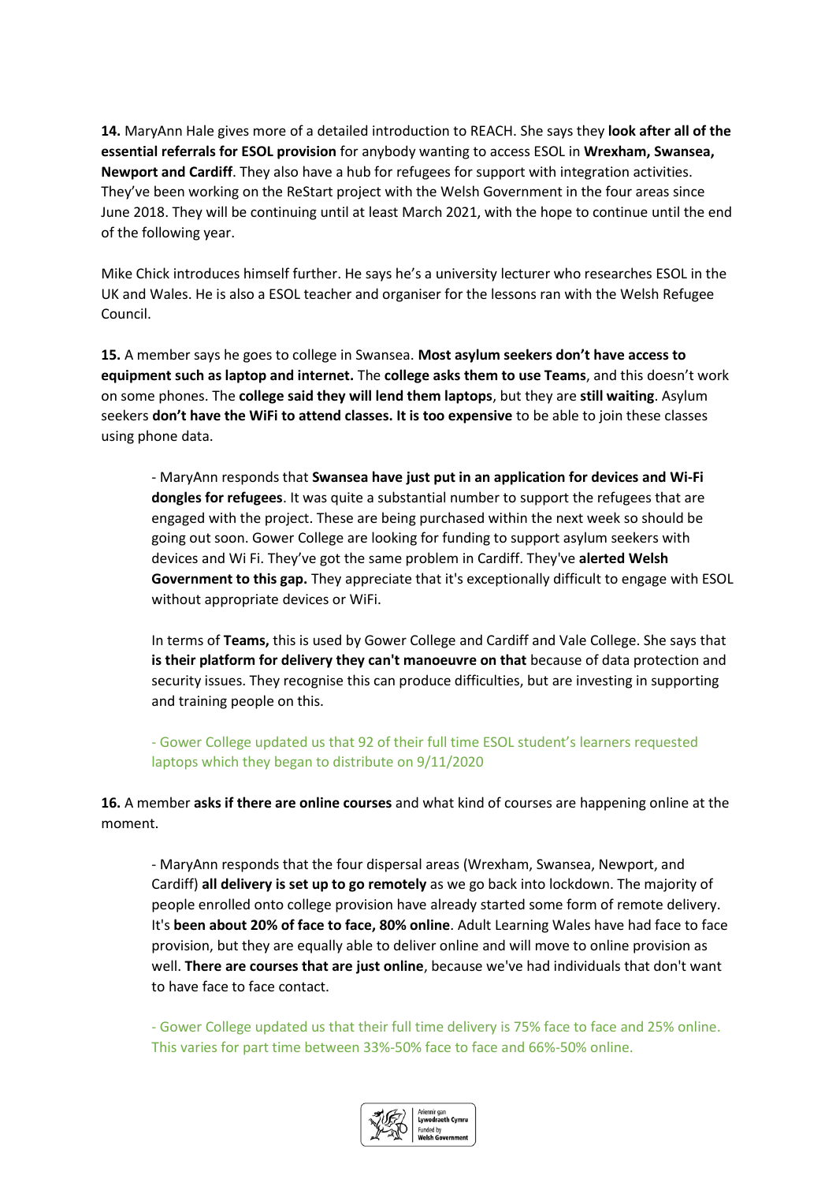**14.** MaryAnn Hale gives more of a detailed introduction to REACH. She says they **look after all of the essential referrals for ESOL provision** for anybody wanting to access ESOL in **Wrexham, Swansea, Newport and Cardiff**. They also have a hub for refugees for support with integration activities. They've been working on the ReStart project with the Welsh Government in the four areas since June 2018. They will be continuing until at least March 2021, with the hope to continue until the end of the following year.

Mike Chick introduces himself further. He says he's a university lecturer who researches ESOL in the UK and Wales. He is also a ESOL teacher and organiser for the lessons ran with the Welsh Refugee Council.

**15.** A member says he goes to college in Swansea. **Most asylum seekers don't have access to equipment such as laptop and internet.** The **college asks them to use Teams**, and this doesn't work on some phones. The **college said they will lend them laptops**, but they are **still waiting**. Asylum seekers **don't have the WiFi to attend classes. It is too expensive** to be able to join these classes using phone data.

> - MaryAnn responds that **Swansea have just put in an application for devices and Wi-Fi dongles for refugees**. It was quite a substantial number to support the refugees that are engaged with the project. These are being purchased within the next week so should be going out soon. Gower College are looking for funding to support asylum seekers with devices and Wi Fi. They've got the same problem in Cardiff. They've **alerted Welsh Government to this gap.** They appreciate that it's exceptionally difficult to engage with ESOL without appropriate devices or WiFi.
>
> In terms of **Teams,** this is used by Gower College and Cardiff and Vale College. She says that **is their platform for delivery they can't manoeuvre on that** because of data protection and security issues. They recognise this can produce difficulties, but are investing in supporting and training people on this.
>
> - Gower College updated us that 92 of their full time ESOL student's learners requested laptops which they began to distribute on 9/11/2020

**16.** A member **asks if there are online courses** and what kind of courses are happening online at the moment.

> - MaryAnn responds that the four dispersal areas (Wrexham, Swansea, Newport, and Cardiff) **all delivery is set up to go remotely** as we go back into lockdown. The majority of people enrolled onto college provision have already started some form of remote delivery. It's **been about 20% of face to face, 80% online**. Adult Learning Wales have had face to face provision, but they are equally able to deliver online and will move to online provision as well. **There are courses that are just online**, because we've had individuals that don't want to have face to face contact.
>
> - Gower College updated us that their full time delivery is 75% face to face and 25% online. This varies for part time between 33%-50% face to face and 66%-50% online.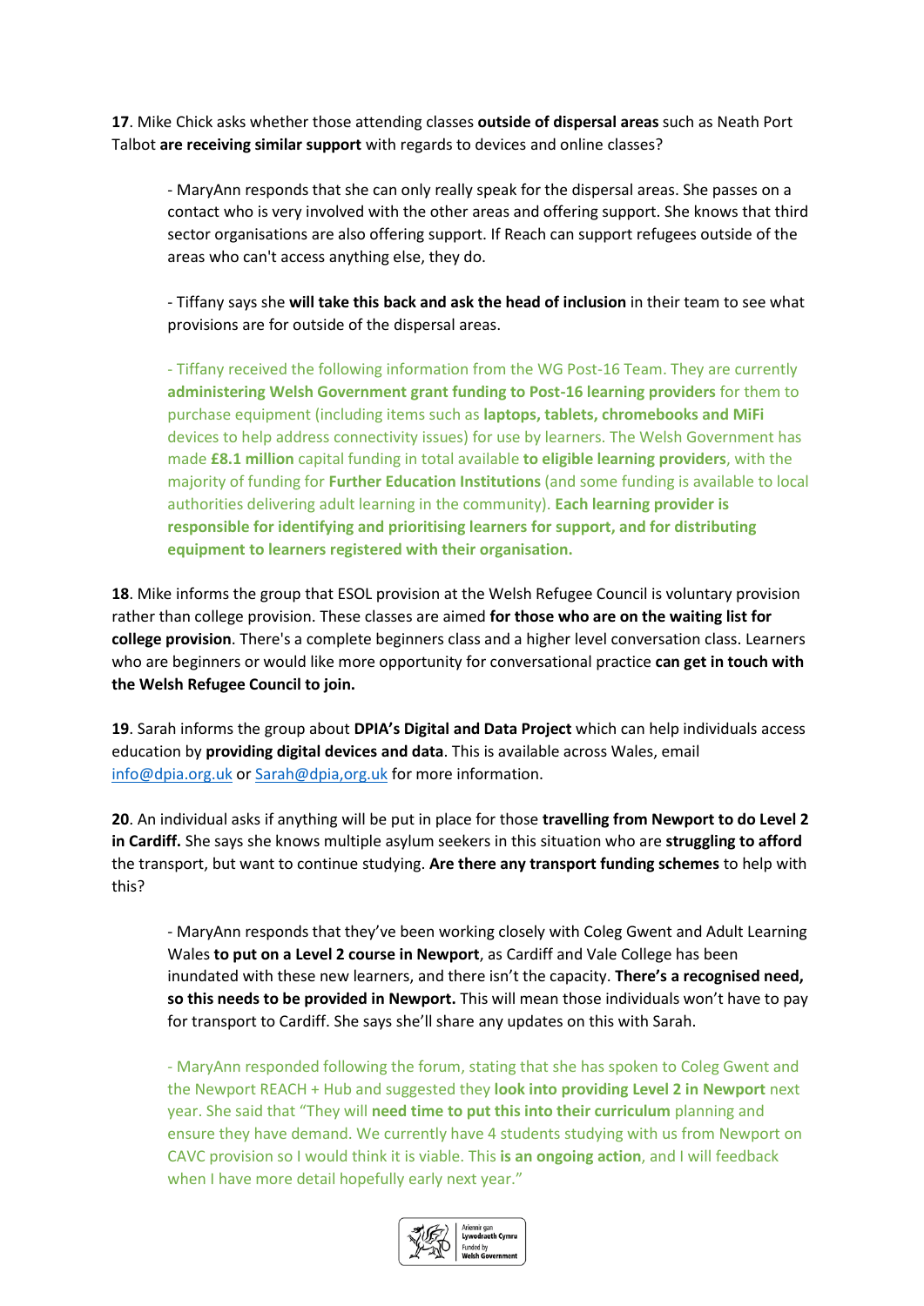**17**. Mike Chick asks whether those attending classes **outside of dispersal areas** such as Neath Port Talbot **are receiving similar support** with regards to devices and online classes?

> - MaryAnn responds that she can only really speak for the dispersal areas. She passes on a contact who is very involved with the other areas and offering support. She knows that third sector organisations are also offering support. If Reach can support refugees outside of the areas who can't access anything else, they do.
>
> - Tiffany says she **will take this back and ask the head of inclusion** in their team to see what provisions are for outside of the dispersal areas.
>
> - Tiffany received the following information from the WG Post-16 Team. They are currently **administering Welsh Government grant funding to Post-16 learning providers** for them to purchase equipment (including items such as **laptops, tablets, chromebooks and MiFi** devices to help address connectivity issues) for use by learners. The Welsh Government has made **£8.1 million** capital funding in total available **to eligible learning providers**, with the majority of funding for **Further Education Institutions** (and some funding is available to local authorities delivering adult learning in the community). **Each learning provider is responsible for identifying and prioritising learners for support, and for distributing equipment to learners registered with their organisation.**

**18**. Mike informs the group that ESOL provision at the Welsh Refugee Council is voluntary provision rather than college provision. These classes are aimed **for those who are on the waiting list for college provision**. There's a complete beginners class and a higher level conversation class. Learners who are beginners or would like more opportunity for conversational practice **can get in touch with the Welsh Refugee Council to join.**

**19**. Sarah informs the group about **DPIA's Digital and Data Project** which can help individuals access education by **providing digital devices and data**. This is available across Wales, email info@dpia.org.uk or Sarah@dpia,org.uk for more information.

**20**. An individual asks if anything will be put in place for those **travelling from Newport to do Level 2 in Cardiff.** She says she knows multiple asylum seekers in this situation who are **struggling to afford** the transport, but want to continue studying. **Are there any transport funding schemes** to help with this?

> - MaryAnn responds that they've been working closely with Coleg Gwent and Adult Learning Wales **to put on a Level 2 course in Newport**, as Cardiff and Vale College has been inundated with these new learners, and there isn't the capacity. **There's a recognised need, so this needs to be provided in Newport.** This will mean those individuals won't have to pay for transport to Cardiff. She says she'll share any updates on this with Sarah.
>
> - MaryAnn responded following the forum, stating that she has spoken to Coleg Gwent and the Newport REACH + Hub and suggested they **look into providing Level 2 in Newport** next year. She said that "They will **need time to put this into their curriculum** planning and ensure they have demand. We currently have 4 students studying with us from Newport on CAVC provision so I would think it is viable. This **is an ongoing action**, and I will feedback when I have more detail hopefully early next year."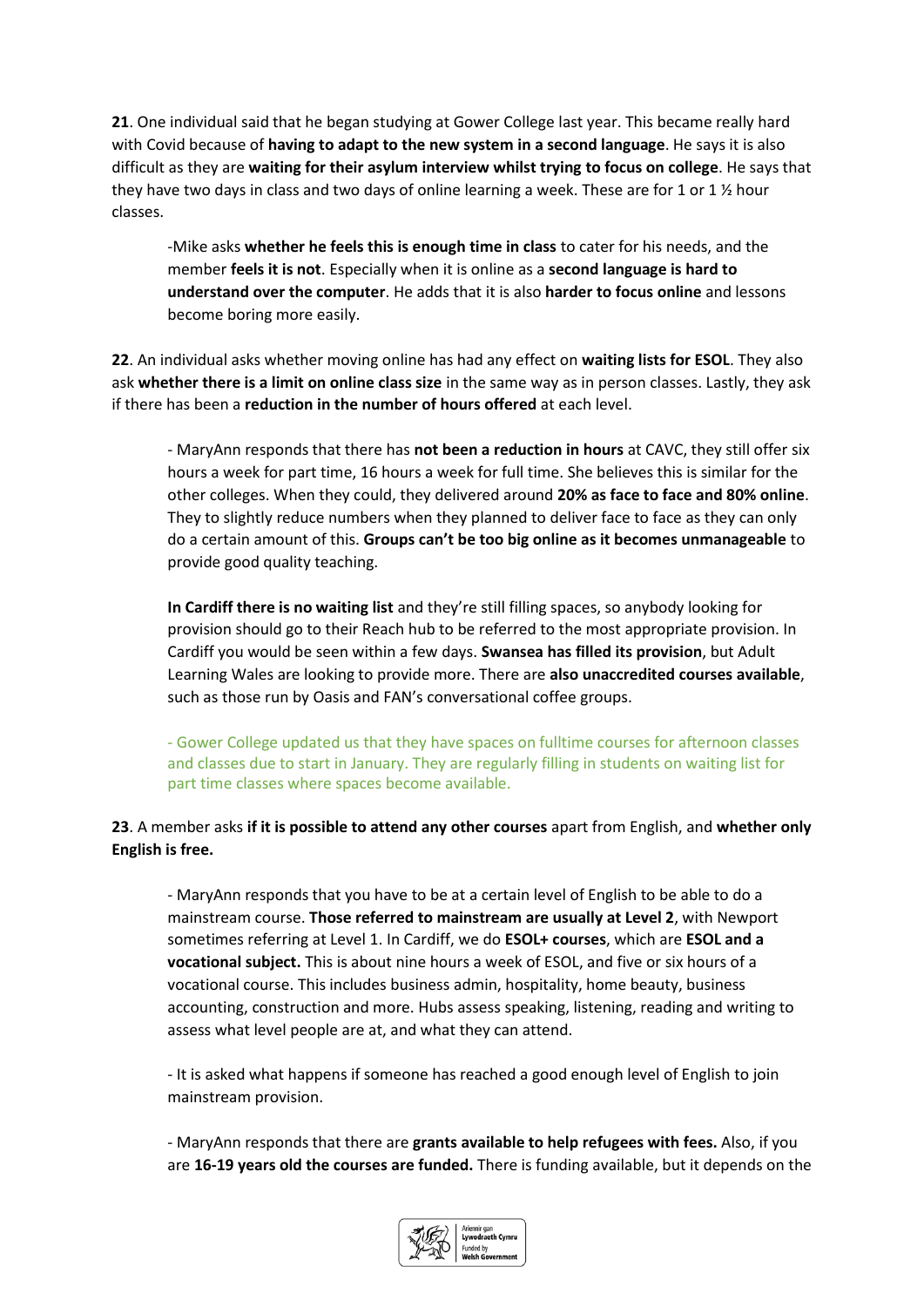**21**. One individual said that he began studying at Gower College last year. This became really hard with Covid because of **having to adapt to the new system in a second language**. He says it is also difficult as they are **waiting for their asylum interview whilst trying to focus on college**. He says that they have two days in class and two days of online learning a week. These are for 1 or 1 ½ hour classes.

> -Mike asks **whether he feels this is enough time in class** to cater for his needs, and the member **feels it is not**. Especially when it is online as a **second language is hard to understand over the computer**. He adds that it is also **harder to focus online** and lessons become boring more easily.

**22**. An individual asks whether moving online has had any effect on **waiting lists for ESOL**. They also ask **whether there is a limit on online class size** in the same way as in person classes. Lastly, they ask if there has been a **reduction in the number of hours offered** at each level.

> - MaryAnn responds that there has **not been a reduction in hours** at CAVC, they still offer six hours a week for part time, 16 hours a week for full time. She believes this is similar for the other colleges. When they could, they delivered around **20% as face to face and 80% online**. They to slightly reduce numbers when they planned to deliver face to face as they can only do a certain amount of this. **Groups can't be too big online as it becomes unmanageable** to provide good quality teaching.
>
> **In Cardiff there is no waiting list** and they're still filling spaces, so anybody looking for provision should go to their Reach hub to be referred to the most appropriate provision. In Cardiff you would be seen within a few days. **Swansea has filled its provision**, but Adult Learning Wales are looking to provide more. There are **also unaccredited courses available**, such as those run by Oasis and FAN's conversational coffee groups.
>
> - Gower College updated us that they have spaces on fulltime courses for afternoon classes and classes due to start in January. They are regularly filling in students on waiting list for part time classes where spaces become available.

**23**. A member asks **if it is possible to attend any other courses** apart from English, and **whether only English is free.**

> - MaryAnn responds that you have to be at a certain level of English to be able to do a mainstream course. **Those referred to mainstream are usually at Level 2**, with Newport sometimes referring at Level 1. In Cardiff, we do **ESOL+ courses**, which are **ESOL and a vocational subject.** This is about nine hours a week of ESOL, and five or six hours of a vocational course. This includes business admin, hospitality, home beauty, business accounting, construction and more. Hubs assess speaking, listening, reading and writing to assess what level people are at, and what they can attend.
>
> - It is asked what happens if someone has reached a good enough level of English to join mainstream provision.
>
> - MaryAnn responds that there are **grants available to help refugees with fees.** Also, if you are **16-19 years old the courses are funded.** There is funding available, but it depends on the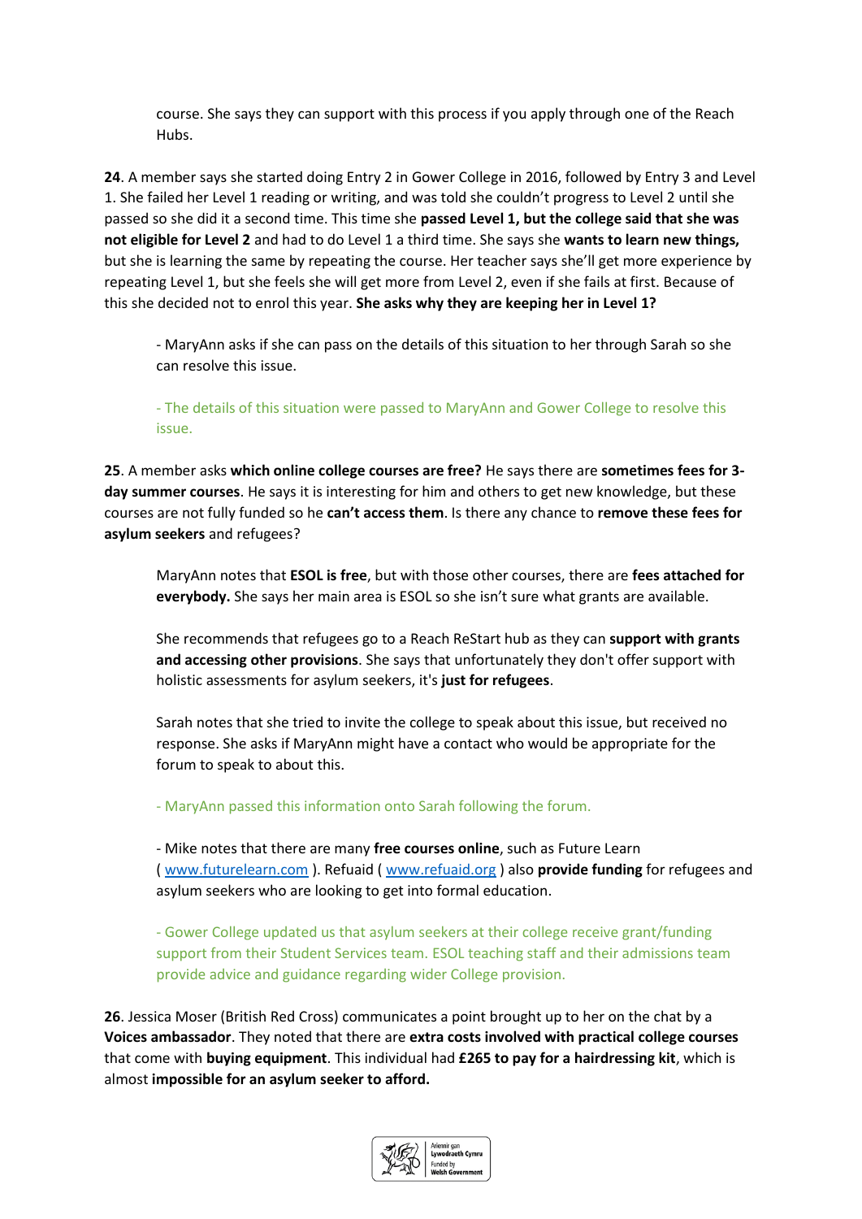course. She says they can support with this process if you apply through one of the Reach Hubs.

**24**. A member says she started doing Entry 2 in Gower College in 2016, followed by Entry 3 and Level 1. She failed her Level 1 reading or writing, and was told she couldn't progress to Level 2 until she passed so she did it a second time. This time she **passed Level 1, but the college said that she was not eligible for Level 2** and had to do Level 1 a third time. She says she **wants to learn new things,** but she is learning the same by repeating the course. Her teacher says she'll get more experience by repeating Level 1, but she feels she will get more from Level 2, even if she fails at first. Because of this she decided not to enrol this year. **She asks why they are keeping her in Level 1?**

- MaryAnn asks if she can pass on the details of this situation to her through Sarah so she can resolve this issue.

- The details of this situation were passed to MaryAnn and Gower College to resolve this issue.

**25**. A member asks **which online college courses are free?** He says there are **sometimes fees for 3-day summer courses**. He says it is interesting for him and others to get new knowledge, but these courses are not fully funded so he **can't access them**. Is there any chance to **remove these fees for asylum seekers** and refugees?

MaryAnn notes that **ESOL is free**, but with those other courses, there are **fees attached for everybody.** She says her main area is ESOL so she isn't sure what grants are available.

She recommends that refugees go to a Reach ReStart hub as they can **support with grants and accessing other provisions**. She says that unfortunately they don't offer support with holistic assessments for asylum seekers, it's **just for refugees**.

Sarah notes that she tried to invite the college to speak about this issue, but received no response. She asks if MaryAnn might have a contact who would be appropriate for the forum to speak to about this.

- MaryAnn passed this information onto Sarah following the forum.

- Mike notes that there are many **free courses online**, such as Future Learn ( www.futurelearn.com ). Refuaid ( www.refuaid.org ) also **provide funding** for refugees and asylum seekers who are looking to get into formal education.

- Gower College updated us that asylum seekers at their college receive grant/funding support from their Student Services team. ESOL teaching staff and their admissions team provide advice and guidance regarding wider College provision.

**26**. Jessica Moser (British Red Cross) communicates a point brought up to her on the chat by a **Voices ambassador**. They noted that there are **extra costs involved with practical college courses** that come with **buying equipment**. This individual had **£265 to pay for a hairdressing kit**, which is almost **impossible for an asylum seeker to afford.**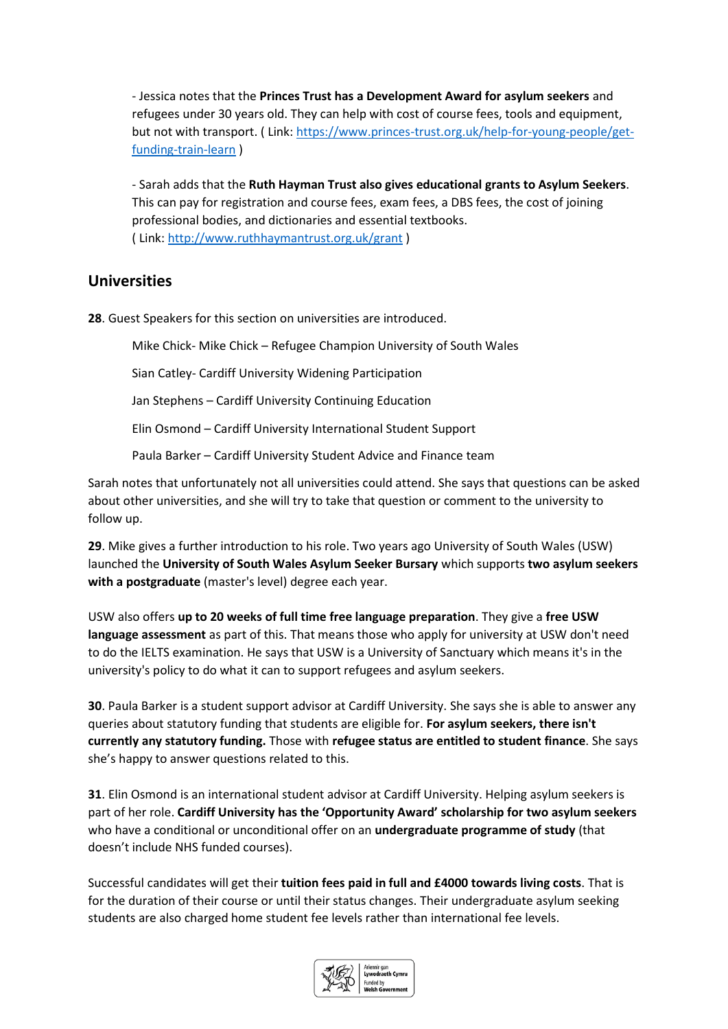- Jessica notes that the **Princes Trust has a Development Award for asylum seekers** and refugees under 30 years old. They can help with cost of course fees, tools and equipment, but not with transport. ( Link: [https://www.princes-trust.org.uk/help-for-young-people/get-funding-train-learn](https://www.princes-trust.org.uk/help-for-young-people/get-funding-train-learn) )

- Sarah adds that the **Ruth Hayman Trust also gives educational grants to Asylum Seekers**. This can pay for registration and course fees, exam fees, a DBS fees, the cost of joining professional bodies, and dictionaries and essential textbooks.
( Link: [http://www.ruthhaymantrust.org.uk/grant](http://www.ruthhaymantrust.org.uk/grant) )

## Universities

**28**. Guest Speakers for this section on universities are introduced.

Mike Chick- Mike Chick – Refugee Champion University of South Wales

Sian Catley- Cardiff University Widening Participation

Jan Stephens – Cardiff University Continuing Education

Elin Osmond – Cardiff University International Student Support

Paula Barker – Cardiff University Student Advice and Finance team

Sarah notes that unfortunately not all universities could attend. She says that questions can be asked about other universities, and she will try to take that question or comment to the university to follow up.

**29**. Mike gives a further introduction to his role. Two years ago University of South Wales (USW) launched the **University of South Wales Asylum Seeker Bursary** which supports **two asylum seekers with a postgraduate** (master's level) degree each year.

USW also offers **up to 20 weeks of full time free language preparation**. They give a **free USW language assessment** as part of this. That means those who apply for university at USW don't need to do the IELTS examination. He says that USW is a University of Sanctuary which means it's in the university's policy to do what it can to support refugees and asylum seekers.

**30**. Paula Barker is a student support advisor at Cardiff University. She says she is able to answer any queries about statutory funding that students are eligible for. **For asylum seekers, there isn't currently any statutory funding.** Those with **refugee status are entitled to student finance**. She says she's happy to answer questions related to this.

**31**. Elin Osmond is an international student advisor at Cardiff University. Helping asylum seekers is part of her role. **Cardiff University has the 'Opportunity Award' scholarship for two asylum seekers** who have a conditional or unconditional offer on an **undergraduate programme of study** (that doesn't include NHS funded courses).

Successful candidates will get their **tuition fees paid in full and £4000 towards living costs**. That is for the duration of their course or until their status changes. Their undergraduate asylum seeking students are also charged home student fee levels rather than international fee levels.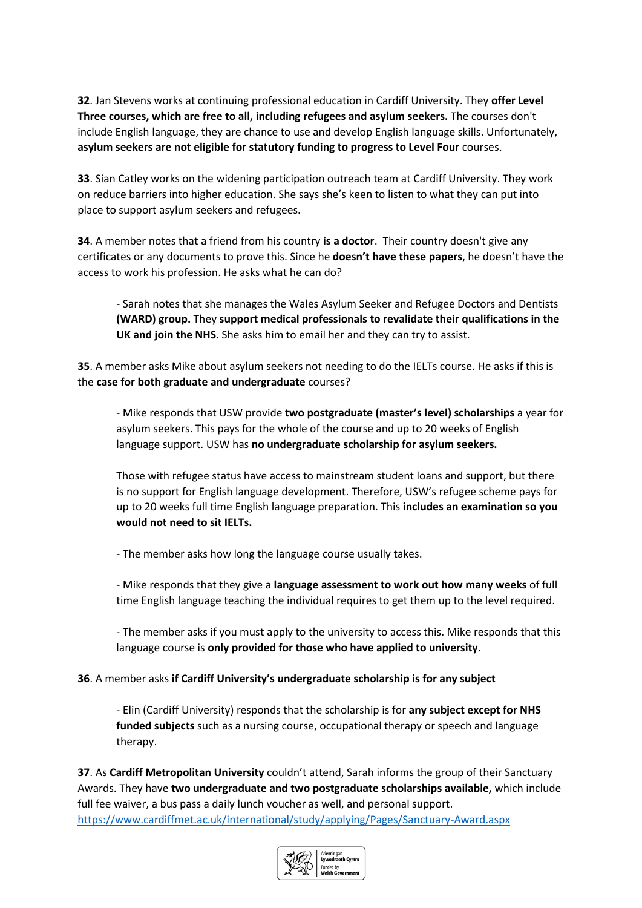**32**. Jan Stevens works at continuing professional education in Cardiff University. They **offer Level Three courses, which are free to all, including refugees and asylum seekers.** The courses don't include English language, they are chance to use and develop English language skills. Unfortunately, **asylum seekers are not eligible for statutory funding to progress to Level Four** courses.

**33**. Sian Catley works on the widening participation outreach team at Cardiff University. They work on reduce barriers into higher education. She says she's keen to listen to what they can put into place to support asylum seekers and refugees.

**34**. A member notes that a friend from his country **is a doctor**. Their country doesn't give any certificates or any documents to prove this. Since he **doesn't have these papers**, he doesn't have the access to work his profession. He asks what he can do?

> - Sarah notes that she manages the Wales Asylum Seeker and Refugee Doctors and Dentists **(WARD) group.** They **support medical professionals to revalidate their qualifications in the UK and join the NHS**. She asks him to email her and they can try to assist.

**35**. A member asks Mike about asylum seekers not needing to do the IELTs course. He asks if this is the **case for both graduate and undergraduate** courses?

> - Mike responds that USW provide **two postgraduate (master's level) scholarships** a year for asylum seekers. This pays for the whole of the course and up to 20 weeks of English language support. USW has **no undergraduate scholarship for asylum seekers.**
>
> Those with refugee status have access to mainstream student loans and support, but there is no support for English language development. Therefore, USW's refugee scheme pays for up to 20 weeks full time English language preparation. This **includes an examination so you would not need to sit IELTs.**
>
> - The member asks how long the language course usually takes.
>
> - Mike responds that they give a **language assessment to work out how many weeks** of full time English language teaching the individual requires to get them up to the level required.
>
> - The member asks if you must apply to the university to access this. Mike responds that this language course is **only provided for those who have applied to university**.

**36**. A member asks **if Cardiff University's undergraduate scholarship is for any subject**

> - Elin (Cardiff University) responds that the scholarship is for **any subject except for NHS funded subjects** such as a nursing course, occupational therapy or speech and language therapy.

**37**. As **Cardiff Metropolitan University** couldn't attend, Sarah informs the group of their Sanctuary Awards. They have **two undergraduate and two postgraduate scholarships available,** which include full fee waiver, a bus pass a daily lunch voucher as well, and personal support.
https://www.cardiffmet.ac.uk/international/study/applying/Pages/Sanctuary-Award.aspx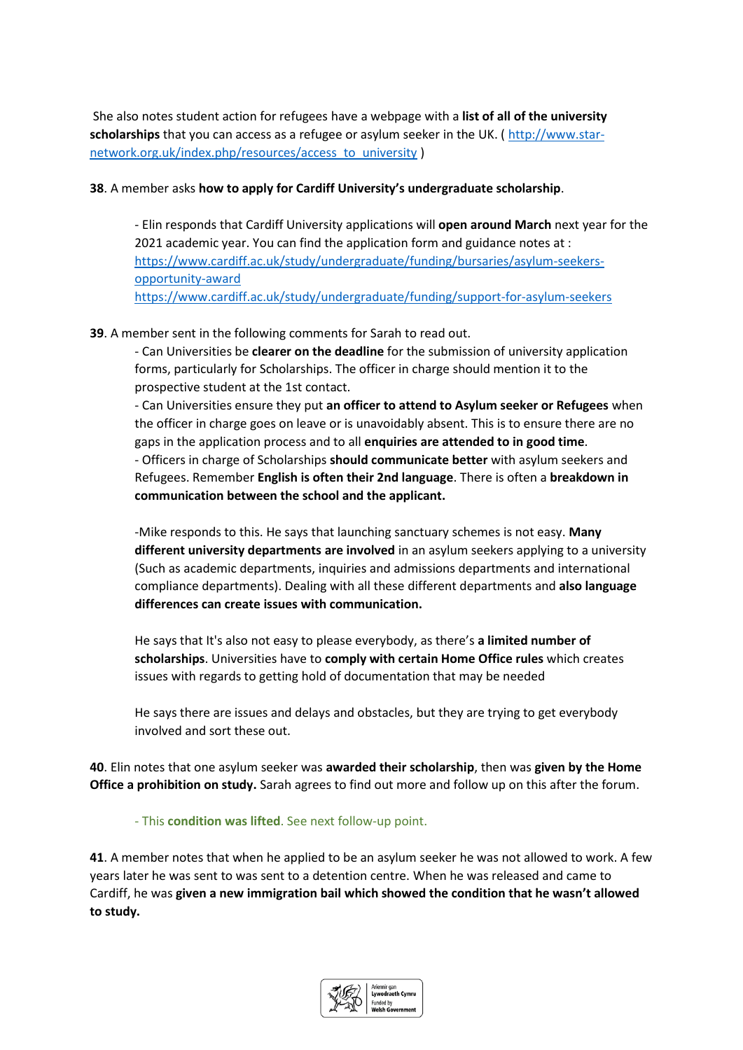She also notes student action for refugees have a webpage with a **list of all of the university scholarships** that you can access as a refugee or asylum seeker in the UK. ( http://www.star-network.org.uk/index.php/resources/access_to_university )

**38**. A member asks **how to apply for Cardiff University's undergraduate scholarship**.

- Elin responds that Cardiff University applications will **open around March** next year for the 2021 academic year. You can find the application form and guidance notes at : https://www.cardiff.ac.uk/study/undergraduate/funding/bursaries/asylum-seekers-opportunity-award https://www.cardiff.ac.uk/study/undergraduate/funding/support-for-asylum-seekers

**39**. A member sent in the following comments for Sarah to read out.

- Can Universities be **clearer on the deadline** for the submission of university application forms, particularly for Scholarships. The officer in charge should mention it to the prospective student at the 1st contact.
- Can Universities ensure they put **an officer to attend to Asylum seeker or Refugees** when the officer in charge goes on leave or is unavoidably absent. This is to ensure there are no gaps in the application process and to all **enquiries are attended to in good time**.
- Officers in charge of Scholarships **should communicate better** with asylum seekers and Refugees. Remember **English is often their 2nd language**. There is often a **breakdown in communication between the school and the applicant.**

-Mike responds to this. He says that launching sanctuary schemes is not easy. **Many different university departments are involved** in an asylum seekers applying to a university (Such as academic departments, inquiries and admissions departments and international compliance departments). Dealing with all these different departments and **also language differences can create issues with communication.**

He says that It's also not easy to please everybody, as there's **a limited number of scholarships**. Universities have to **comply with certain Home Office rules** which creates issues with regards to getting hold of documentation that may be needed

He says there are issues and delays and obstacles, but they are trying to get everybody involved and sort these out.

**40**. Elin notes that one asylum seeker was **awarded their scholarship**, then was **given by the Home Office a prohibition on study.** Sarah agrees to find out more and follow up on this after the forum.

- This **condition was lifted**. See next follow-up point.

**41**. A member notes that when he applied to be an asylum seeker he was not allowed to work. A few years later he was sent to was sent to a detention centre. When he was released and came to Cardiff, he was **given a new immigration bail which showed the condition that he wasn't allowed to study.**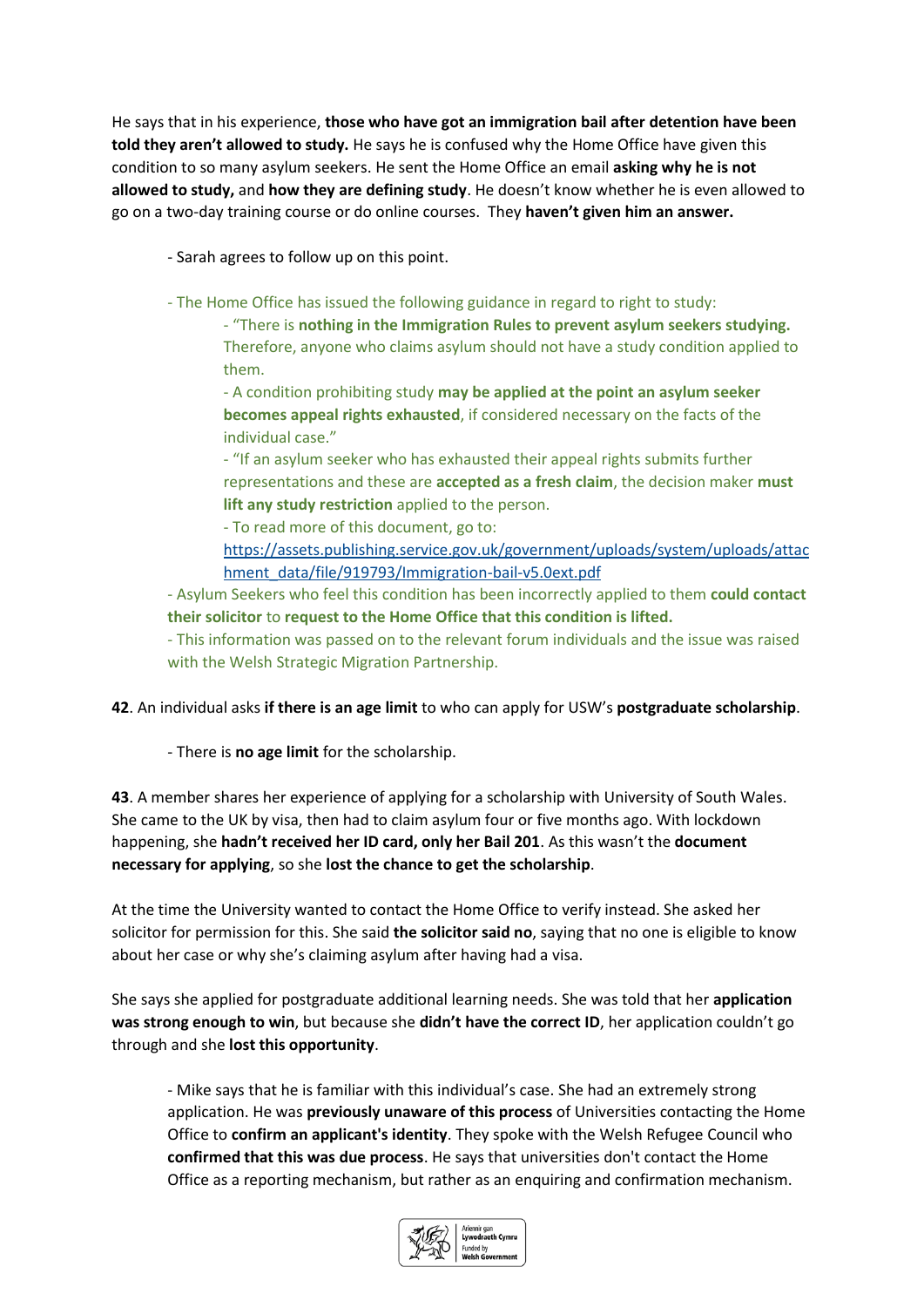He says that in his experience, **those who have got an immigration bail after detention have been told they aren't allowed to study.** He says he is confused why the Home Office have given this condition to so many asylum seekers. He sent the Home Office an email **asking why he is not allowed to study,** and **how they are defining study**. He doesn't know whether he is even allowed to go on a two-day training course or do online courses. They **haven't given him an answer.**

- Sarah agrees to follow up on this point.

- The Home Office has issued the following guidance in regard to right to study:
    - "There is **nothing in the Immigration Rules to prevent asylum seekers studying.** Therefore, anyone who claims asylum should not have a study condition applied to them.
    - A condition prohibiting study **may be applied at the point an asylum seeker becomes appeal rights exhausted**, if considered necessary on the facts of the individual case."
    - "If an asylum seeker who has exhausted their appeal rights submits further representations and these are **accepted as a fresh claim**, the decision maker **must lift any study restriction** applied to the person.
    - To read more of this document, go to: https://assets.publishing.service.gov.uk/government/uploads/system/uploads/attachment_data/file/919793/Immigration-bail-v5.0ext.pdf
- Asylum Seekers who feel this condition has been incorrectly applied to them **could contact their solicitor** to **request to the Home Office that this condition is lifted.**
- This information was passed on to the relevant forum individuals and the issue was raised with the Welsh Strategic Migration Partnership.

**42**. An individual asks **if there is an age limit** to who can apply for USW's **postgraduate scholarship**.

- There is **no age limit** for the scholarship.

**43**. A member shares her experience of applying for a scholarship with University of South Wales. She came to the UK by visa, then had to claim asylum four or five months ago. With lockdown happening, she **hadn't received her ID card, only her Bail 201**. As this wasn't the **document necessary for applying**, so she **lost the chance to get the scholarship**.

At the time the University wanted to contact the Home Office to verify instead. She asked her solicitor for permission for this. She said **the solicitor said no**, saying that no one is eligible to know about her case or why she's claiming asylum after having had a visa.

She says she applied for postgraduate additional learning needs. She was told that her **application was strong enough to win**, but because she **didn't have the correct ID**, her application couldn't go through and she **lost this opportunity**.

- Mike says that he is familiar with this individual's case. She had an extremely strong application. He was **previously unaware of this process** of Universities contacting the Home Office to **confirm an applicant's identity**. They spoke with the Welsh Refugee Council who **confirmed that this was due process**. He says that universities don't contact the Home Office as a reporting mechanism, but rather as an enquiring and confirmation mechanism.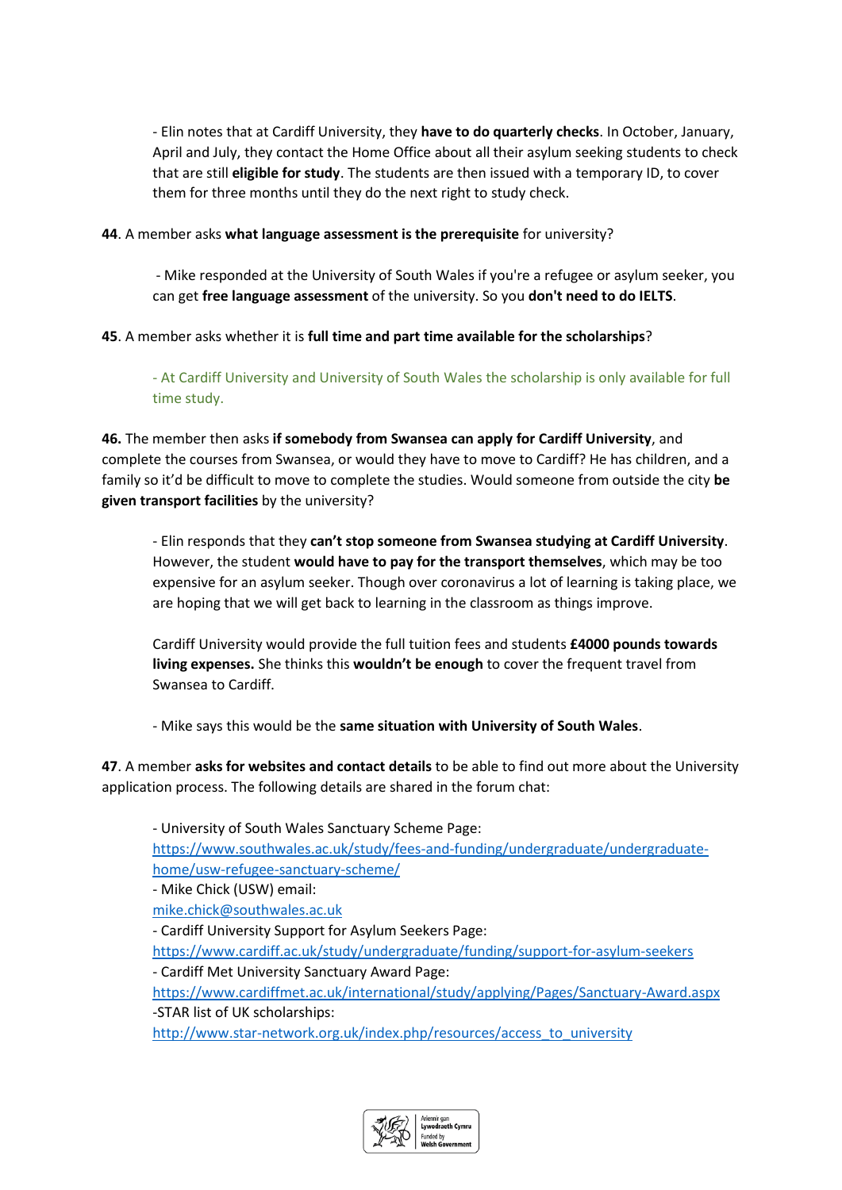- Elin notes that at Cardiff University, they **have to do quarterly checks**. In October, January, April and July, they contact the Home Office about all their asylum seeking students to check that are still **eligible for study**. The students are then issued with a temporary ID, to cover them for three months until they do the next right to study check.

**44**. A member asks **what language assessment is the prerequisite** for university?

- Mike responded at the University of South Wales if you're a refugee or asylum seeker, you can get **free language assessment** of the university. So you **don't need to do IELTS**.

**45**. A member asks whether it is **full time and part time available for the scholarships**?

- At Cardiff University and University of South Wales the scholarship is only available for full time study.

**46.** The member then asks **if somebody from Swansea can apply for Cardiff University**, and complete the courses from Swansea, or would they have to move to Cardiff? He has children, and a family so it'd be difficult to move to complete the studies. Would someone from outside the city **be given transport facilities** by the university?

- Elin responds that they **can't stop someone from Swansea studying at Cardiff University**. However, the student **would have to pay for the transport themselves**, which may be too expensive for an asylum seeker. Though over coronavirus a lot of learning is taking place, we are hoping that we will get back to learning in the classroom as things improve.

Cardiff University would provide the full tuition fees and students **£4000 pounds towards living expenses.** She thinks this **wouldn't be enough** to cover the frequent travel from Swansea to Cardiff.

- Mike says this would be the **same situation with University of South Wales**.

**47**. A member **asks for websites and contact details** to be able to find out more about the University application process. The following details are shared in the forum chat:

- University of South Wales Sanctuary Scheme Page:
https://www.southwales.ac.uk/study/fees-and-funding/undergraduate/undergraduate-home/usw-refugee-sanctuary-scheme/
- Mike Chick (USW) email:
mike.chick@southwales.ac.uk
- Cardiff University Support for Asylum Seekers Page:
https://www.cardiff.ac.uk/study/undergraduate/funding/support-for-asylum-seekers
- Cardiff Met University Sanctuary Award Page:
https://www.cardiffmet.ac.uk/international/study/applying/Pages/Sanctuary-Award.aspx
-STAR list of UK scholarships:
http://www.star-network.org.uk/index.php/resources/access_to_university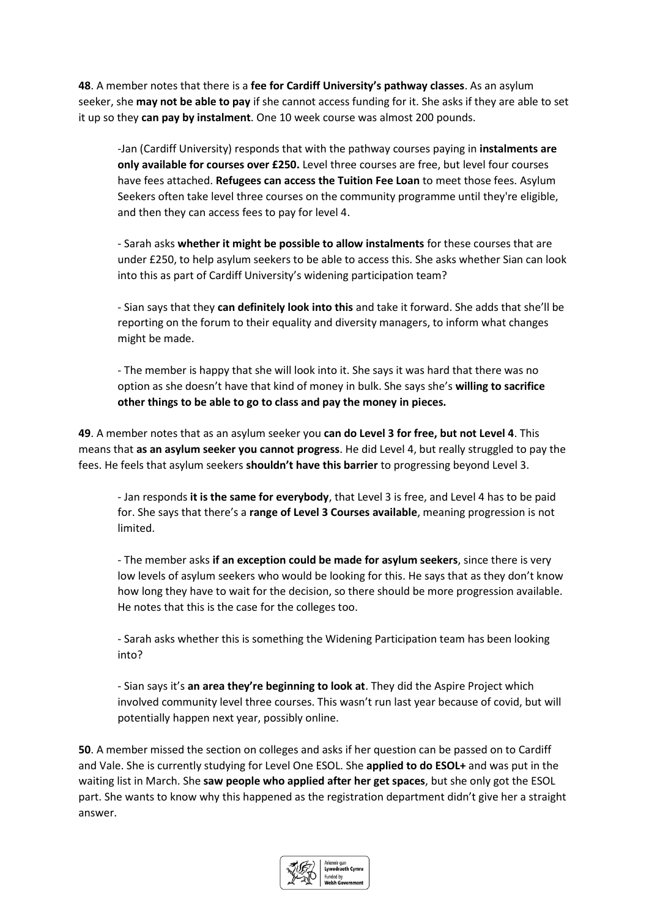**48**. A member notes that there is a **fee for Cardiff University's pathway classes**. As an asylum seeker, she **may not be able to pay** if she cannot access funding for it. She asks if they are able to set it up so they **can pay by instalment**. One 10 week course was almost 200 pounds.

> -Jan (Cardiff University) responds that with the pathway courses paying in **instalments are only available for courses over £250.** Level three courses are free, but level four courses have fees attached. **Refugees can access the Tuition Fee Loan** to meet those fees. Asylum Seekers often take level three courses on the community programme until they're eligible, and then they can access fees to pay for level 4.
>
> - Sarah asks **whether it might be possible to allow instalments** for these courses that are under £250, to help asylum seekers to be able to access this. She asks whether Sian can look into this as part of Cardiff University's widening participation team?
>
> - Sian says that they **can definitely look into this** and take it forward. She adds that she'll be reporting on the forum to their equality and diversity managers, to inform what changes might be made.
>
> - The member is happy that she will look into it. She says it was hard that there was no option as she doesn't have that kind of money in bulk. She says she's **willing to sacrifice other things to be able to go to class and pay the money in pieces.**

**49**. A member notes that as an asylum seeker you **can do Level 3 for free, but not Level 4**. This means that **as an asylum seeker you cannot progress**. He did Level 4, but really struggled to pay the fees. He feels that asylum seekers **shouldn't have this barrier** to progressing beyond Level 3.

> - Jan responds **it is the same for everybody**, that Level 3 is free, and Level 4 has to be paid for. She says that there's a **range of Level 3 Courses available**, meaning progression is not limited.
>
> - The member asks **if an exception could be made for asylum seekers**, since there is very low levels of asylum seekers who would be looking for this. He says that as they don't know how long they have to wait for the decision, so there should be more progression available. He notes that this is the case for the colleges too.
>
> - Sarah asks whether this is something the Widening Participation team has been looking into?
>
> - Sian says it's **an area they're beginning to look at**. They did the Aspire Project which involved community level three courses. This wasn't run last year because of covid, but will potentially happen next year, possibly online.

**50**. A member missed the section on colleges and asks if her question can be passed on to Cardiff and Vale. She is currently studying for Level One ESOL. She **applied to do ESOL+** and was put in the waiting list in March. She **saw people who applied after her get spaces**, but she only got the ESOL part. She wants to know why this happened as the registration department didn't give her a straight answer.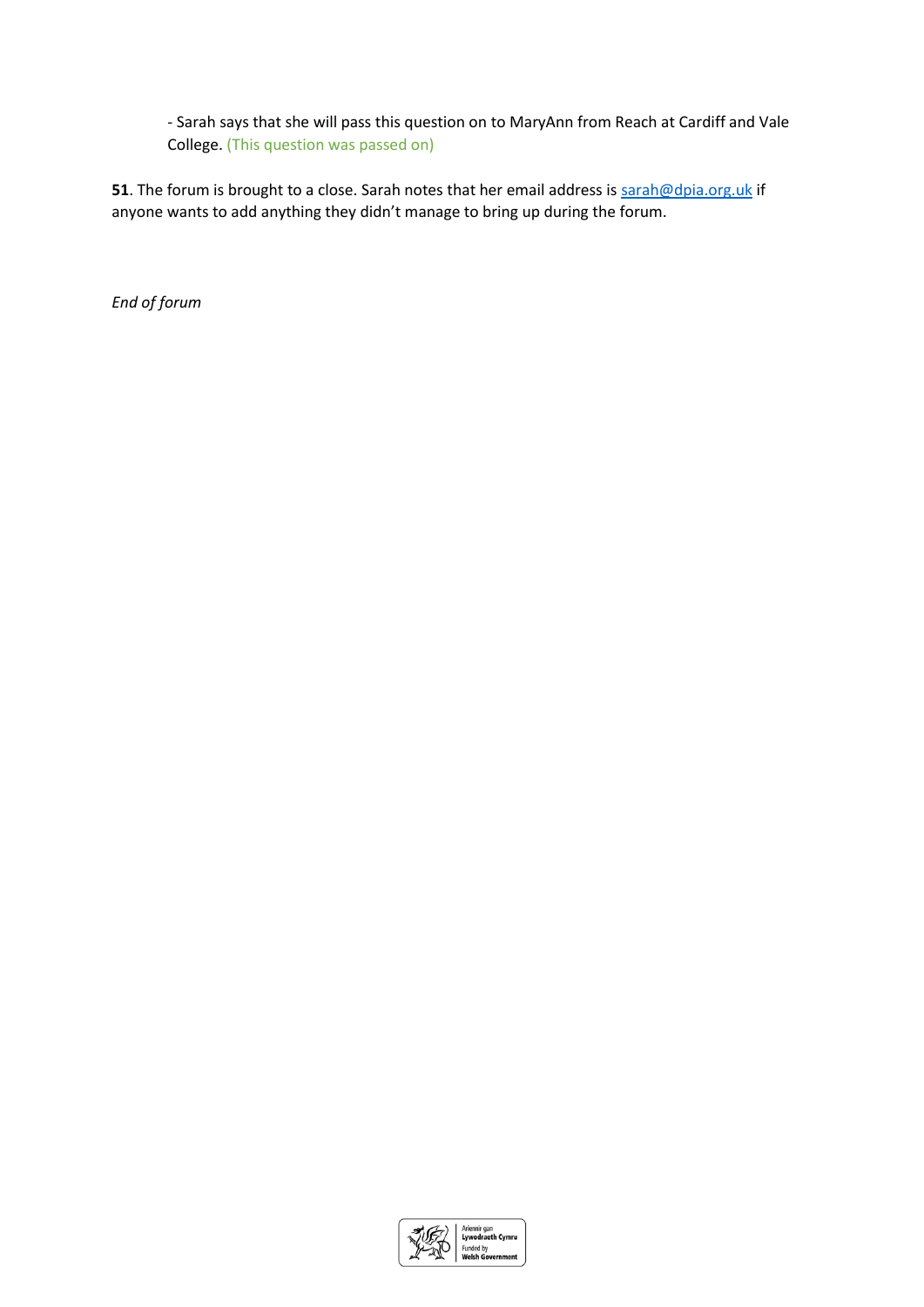- Sarah says that she will pass this question on to MaryAnn from Reach at Cardiff and Vale College. (This question was passed on)

**51**. The forum is brought to a close. Sarah notes that her email address is [sarah@dpia.org.uk](mailto:sarah@dpia.org.uk) if anyone wants to add anything they didn't manage to bring up during the forum.

*End of forum*

Ariennir gan
Llywodraeth Cymru
Funded by
Welsh Government